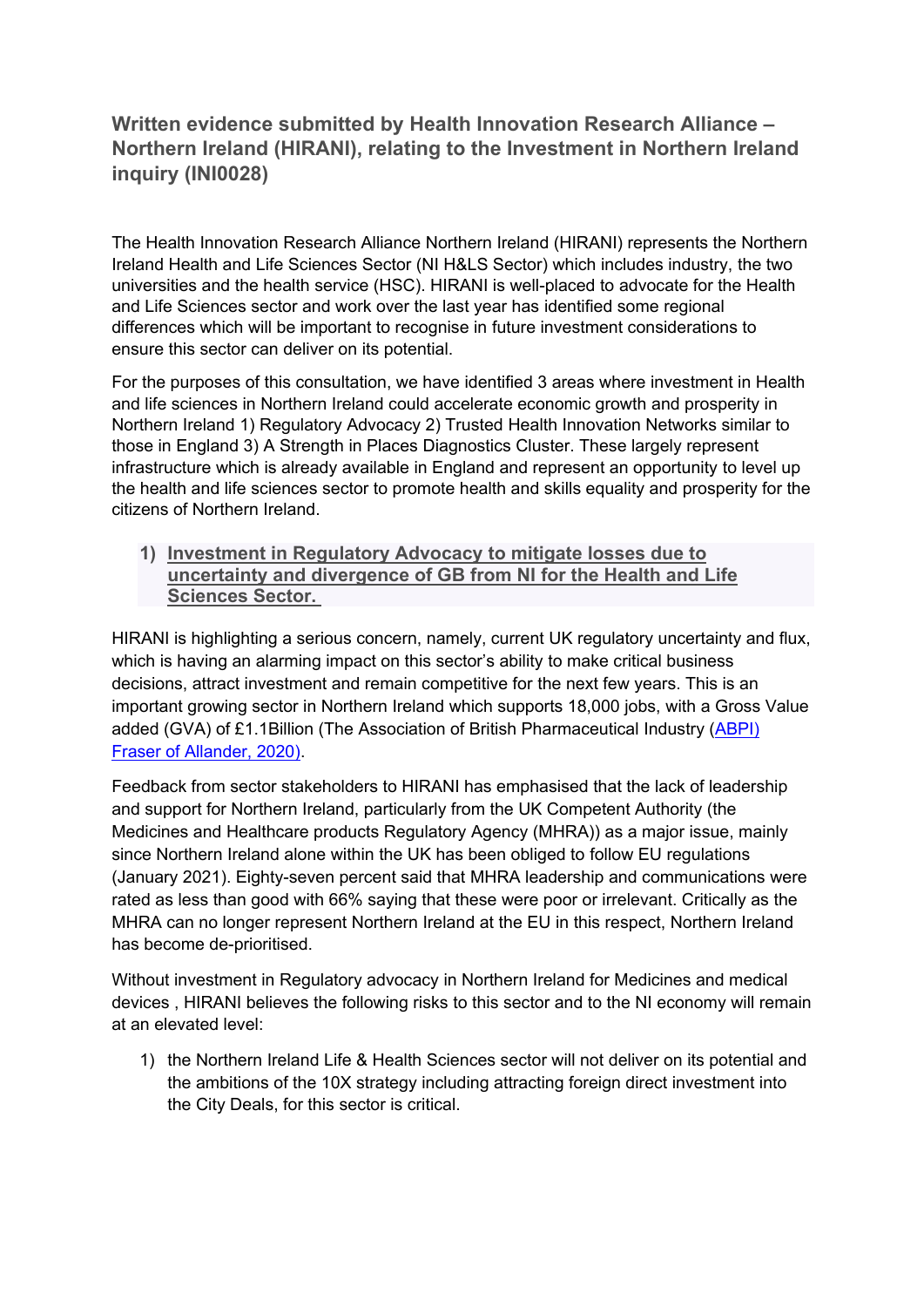# Written evidence submitted by Health Innovation Research Alliance – Northern Ireland (HIRANI), relating to the Investment in Northern Ireland inquiry (INI0028)

The Health Innovation Research Alliance Northern Ireland (HIRANI) represents the Northern Ireland Health and Life Sciences Sector (NI H&LS Sector) which includes industry, the two universities and the health service (HSC). HIRANI is well-placed to advocate for the Health and Life Sciences sector and work over the last year has identified some regional differences which will be important to recognise in future investment considerations to ensure this sector can deliver on its potential.

For the purposes of this consultation, we have identified 3 areas where investment in Health and life sciences in Northern Ireland could accelerate economic growth and prosperity in Northern Ireland 1) Regulatory Advocacy 2) Trusted Health Innovation Networks similar to those in England 3) A Strength in Places Diagnostics Cluster. These largely represent infrastructure which is already available in England and represent an opportunity to level up the health and life sciences sector to promote health and skills equality and prosperity for the citizens of Northern Ireland.

## 1) Investment in Regulatory Advocacy to mitigate losses due to uncertainty and divergence of GB from NI for the Health and Life Sciences Sector.

HIRANI is highlighting a serious concern, namely, current UK regulatory uncertainty and flux, which is having an alarming impact on this sector's ability to make critical business decisions, attract investment and remain competitive for the next few years. This is an important growing sector in Northern Ireland which supports 18,000 jobs, with a Gross Value added (GVA) of £1.1Billion (The Association of British Pharmaceutical Industry (ABPI) Fraser of Allander, 2020).

Feedback from sector stakeholders to HIRANI has emphasised that the lack of leadership and support for Northern Ireland, particularly from the UK Competent Authority (the Medicines and Healthcare products Regulatory Agency (MHRA)) as a major issue, mainly since Northern Ireland alone within the UK has been obliged to follow EU regulations (January 2021). Eighty-seven percent said that MHRA leadership and communications were rated as less than good with 66% saying that these were poor or irrelevant. Critically as the MHRA can no longer represent Northern Ireland at the EU in this respect, Northern Ireland has become de-prioritised.

Without investment in Regulatory advocacy in Northern Ireland for Medicines and medical devices , HIRANI believes the following risks to this sector and to the NI economy will remain at an elevated level:

1) the Northern Ireland Life & Health Sciences sector will not deliver on its potential and the ambitions of the 10X strategy including attracting foreign direct investment into the City Deals, for this sector is critical.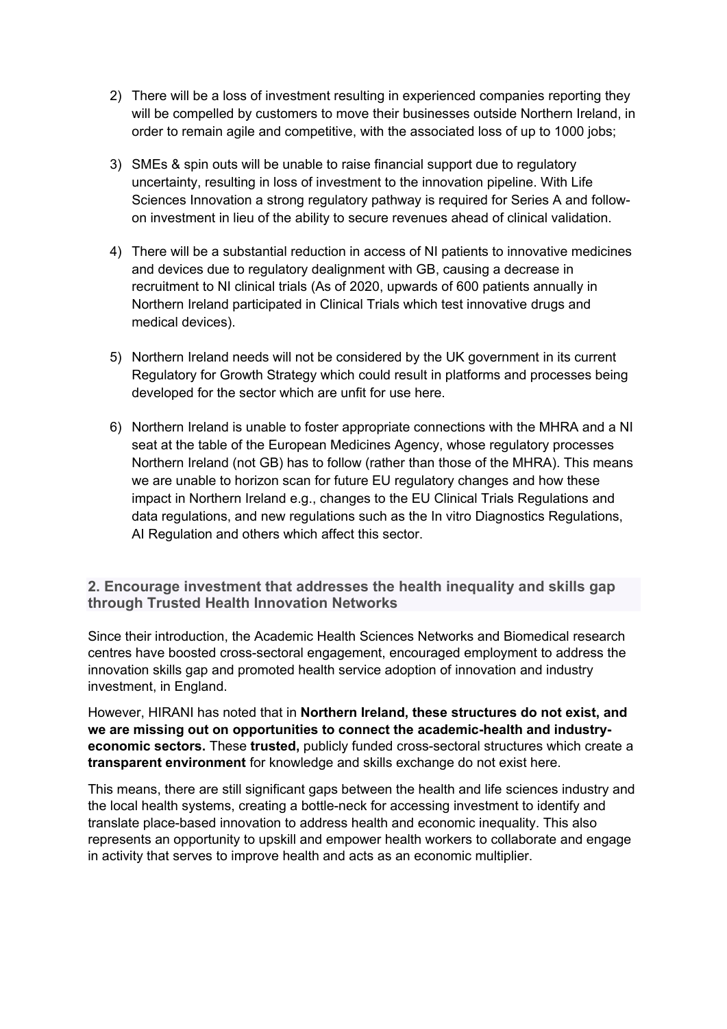2) There will be a loss of investment resulting in experienced companies reporting they will be compelled by customers to move their businesses outside Northern Ireland, in order to remain agile and competitive, with the associated loss of up to 1000 jobs;

3) SMEs & spin outs will be unable to raise financial support due to regulatory uncertainty, resulting in loss of investment to the innovation pipeline. With Life Sciences Innovation a strong regulatory pathway is required for Series A and follow-on investment in lieu of the ability to secure revenues ahead of clinical validation.

4) There will be a substantial reduction in access of NI patients to innovative medicines and devices due to regulatory dealignment with GB, causing a decrease in recruitment to NI clinical trials (As of 2020, upwards of 600 patients annually in Northern Ireland participated in Clinical Trials which test innovative drugs and medical devices).

5) Northern Ireland needs will not be considered by the UK government in its current Regulatory for Growth Strategy which could result in platforms and processes being developed for the sector which are unfit for use here.

6) Northern Ireland is unable to foster appropriate connections with the MHRA and a NI seat at the table of the European Medicines Agency, whose regulatory processes Northern Ireland (not GB) has to follow (rather than those of the MHRA). This means we are unable to horizon scan for future EU regulatory changes and how these impact in Northern Ireland e.g., changes to the EU Clinical Trials Regulations and data regulations, and new regulations such as the In vitro Diagnostics Regulations, AI Regulation and others which affect this sector.

## 2. Encourage investment that addresses the health inequality and skills gap through Trusted Health Innovation Networks

Since their introduction, the Academic Health Sciences Networks and Biomedical research centres have boosted cross-sectoral engagement, encouraged employment to address the innovation skills gap and promoted health service adoption of innovation and industry investment, in England.

However, HIRANI has noted that in **Northern Ireland, these structures do not exist, and we are missing out on opportunities to connect the academic-health and industry-economic sectors.** These **trusted,** publicly funded cross-sectoral structures which create a **transparent environment** for knowledge and skills exchange do not exist here.

This means, there are still significant gaps between the health and life sciences industry and the local health systems, creating a bottle-neck for accessing investment to identify and translate place-based innovation to address health and economic inequality. This also represents an opportunity to upskill and empower health workers to collaborate and engage in activity that serves to improve health and acts as an economic multiplier.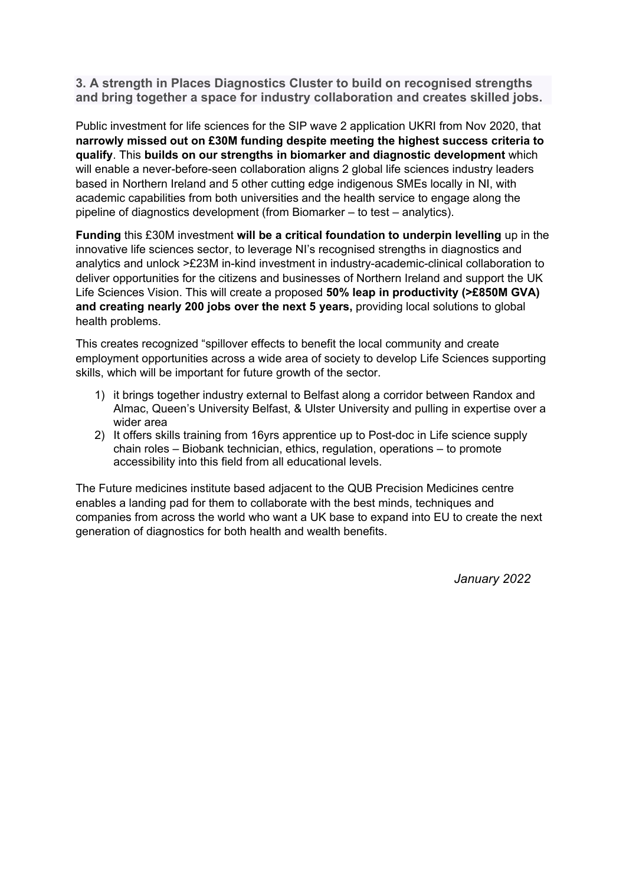### 3. A strength in Places Diagnostics Cluster to build on recognised strengths and bring together a space for industry collaboration and creates skilled jobs.

Public investment for life sciences for the SIP wave 2 application UKRI from Nov 2020, that **narrowly missed out on £30M funding despite meeting the highest success criteria to qualify**. This **builds on our strengths in biomarker and diagnostic development** which will enable a never-before-seen collaboration aligns 2 global life sciences industry leaders based in Northern Ireland and 5 other cutting edge indigenous SMEs locally in NI, with academic capabilities from both universities and the health service to engage along the pipeline of diagnostics development (from Biomarker – to test – analytics).

**Funding** this £30M investment **will be a critical foundation to underpin levelling** up in the innovative life sciences sector, to leverage NI's recognised strengths in diagnostics and analytics and unlock >£23M in-kind investment in industry-academic-clinical collaboration to deliver opportunities for the citizens and businesses of Northern Ireland and support the UK Life Sciences Vision. This will create a proposed **50% leap in productivity (>£850M GVA) and creating nearly 200 jobs over the next 5 years,** providing local solutions to global health problems.

This creates recognized "spillover effects to benefit the local community and create employment opportunities across a wide area of society to develop Life Sciences supporting skills, which will be important for future growth of the sector.

1) it brings together industry external to Belfast along a corridor between Randox and Almac, Queen's University Belfast, & Ulster University and pulling in expertise over a wider area
2) It offers skills training from 16yrs apprentice up to Post-doc in Life science supply chain roles – Biobank technician, ethics, regulation, operations – to promote accessibility into this field from all educational levels.

The Future medicines institute based adjacent to the QUB Precision Medicines centre enables a landing pad for them to collaborate with the best minds, techniques and companies from across the world who want a UK base to expand into EU to create the next generation of diagnostics for both health and wealth benefits.

*January 2022*